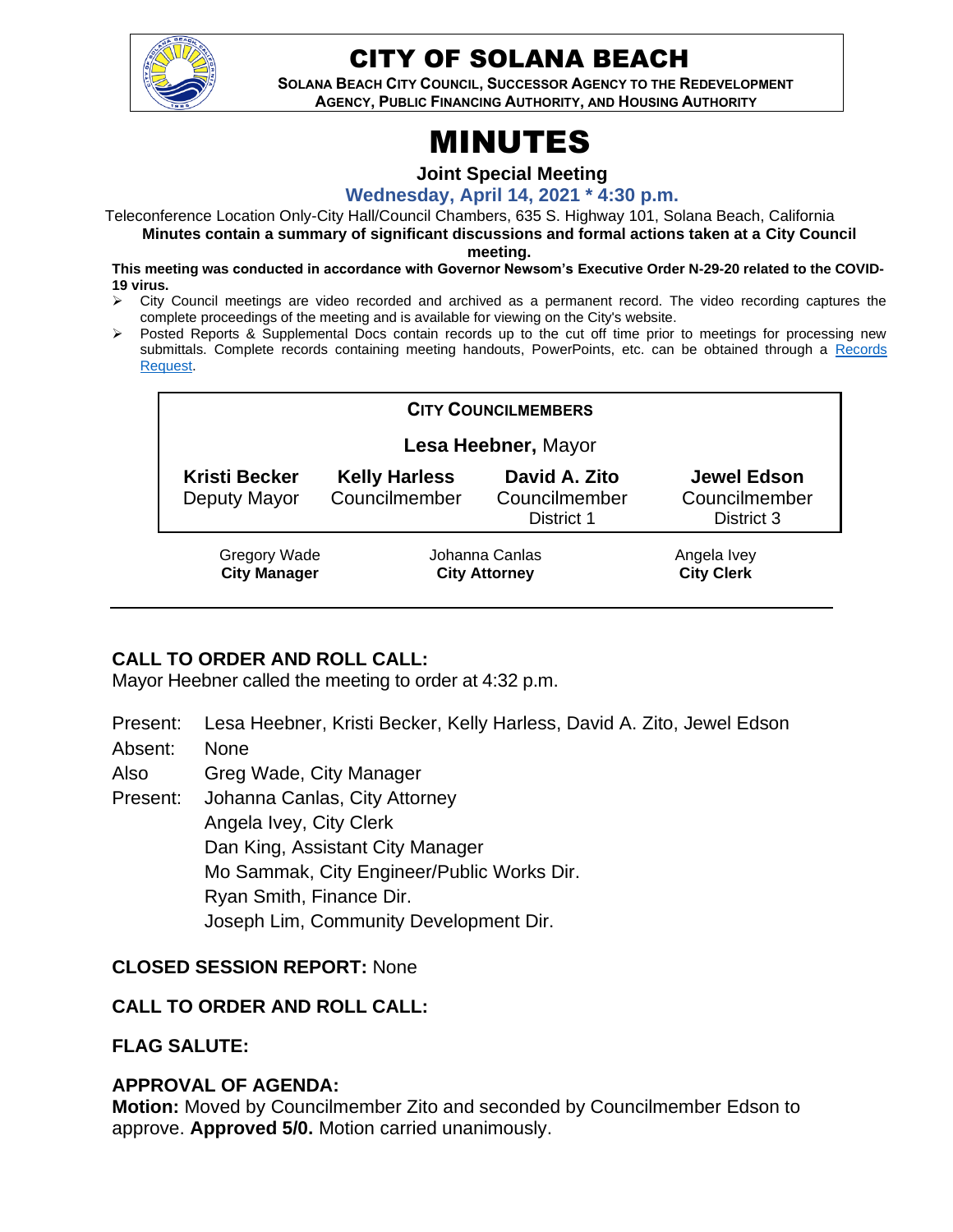# CITY OF SOLANA BEACH

**SOLANA BEACH CITY COUNCIL, SUCCESSOR AGENCY TO THE REDEVELOPMENT AGENCY, PUBLIC FINANCING AUTHORITY, AND HOUSING AUTHORITY**

# MINUTES

**Joint Special Meeting**

**Wednesday, April 14, 2021 * 4:30 p.m.**

Teleconference Location Only-City Hall/Council Chambers, 635 S. Highway 101, Solana Beach, California

**Minutes contain a summary of significant discussions and formal actions taken at a City Council meeting.**

**This meeting was conducted in accordance with Governor Newsom's Executive Order N-29-20 related to the COVID-19 virus.**

- City Council meetings are video recorded and archived as a permanent record. The video recording captures the complete proceedings of the meeting and is available for viewing on the City's website.
- Posted Reports & Supplemental Docs contain records up to the cut off time prior to meetings for processing new submittals. Complete records containing meeting handouts, PowerPoints, etc. can be obtained through a Records Request.

**CITY COUNCILMEMBERS**

**Lesa Heebner,** Mayor

| **Kristi Becker** | **Kelly Harless** | **David A. Zito** | **Jewel Edson** |
|---|---|---|---|
| Deputy Mayor | Councilmember | Councilmember District 1 | Councilmember District 3 |

| Gregory Wade | Johanna Canlas | Angela Ivey |
|---|---|---|
| **City Manager** | **City Attorney** | **City Clerk** |

## CALL TO ORDER AND ROLL CALL:

Mayor Heebner called the meeting to order at 4:32 p.m.

Present: Lesa Heebner, Kristi Becker, Kelly Harless, David A. Zito, Jewel Edson

Absent: None

Also Present: Greg Wade, City Manager
Johanna Canlas, City Attorney
Angela Ivey, City Clerk
Dan King, Assistant City Manager
Mo Sammak, City Engineer/Public Works Dir.
Ryan Smith, Finance Dir.
Joseph Lim, Community Development Dir.

**CLOSED SESSION REPORT:** None

## CALL TO ORDER AND ROLL CALL:

## FLAG SALUTE:

## APPROVAL OF AGENDA:

**Motion:** Moved by Councilmember Zito and seconded by Councilmember Edson to approve. **Approved 5/0.** Motion carried unanimously.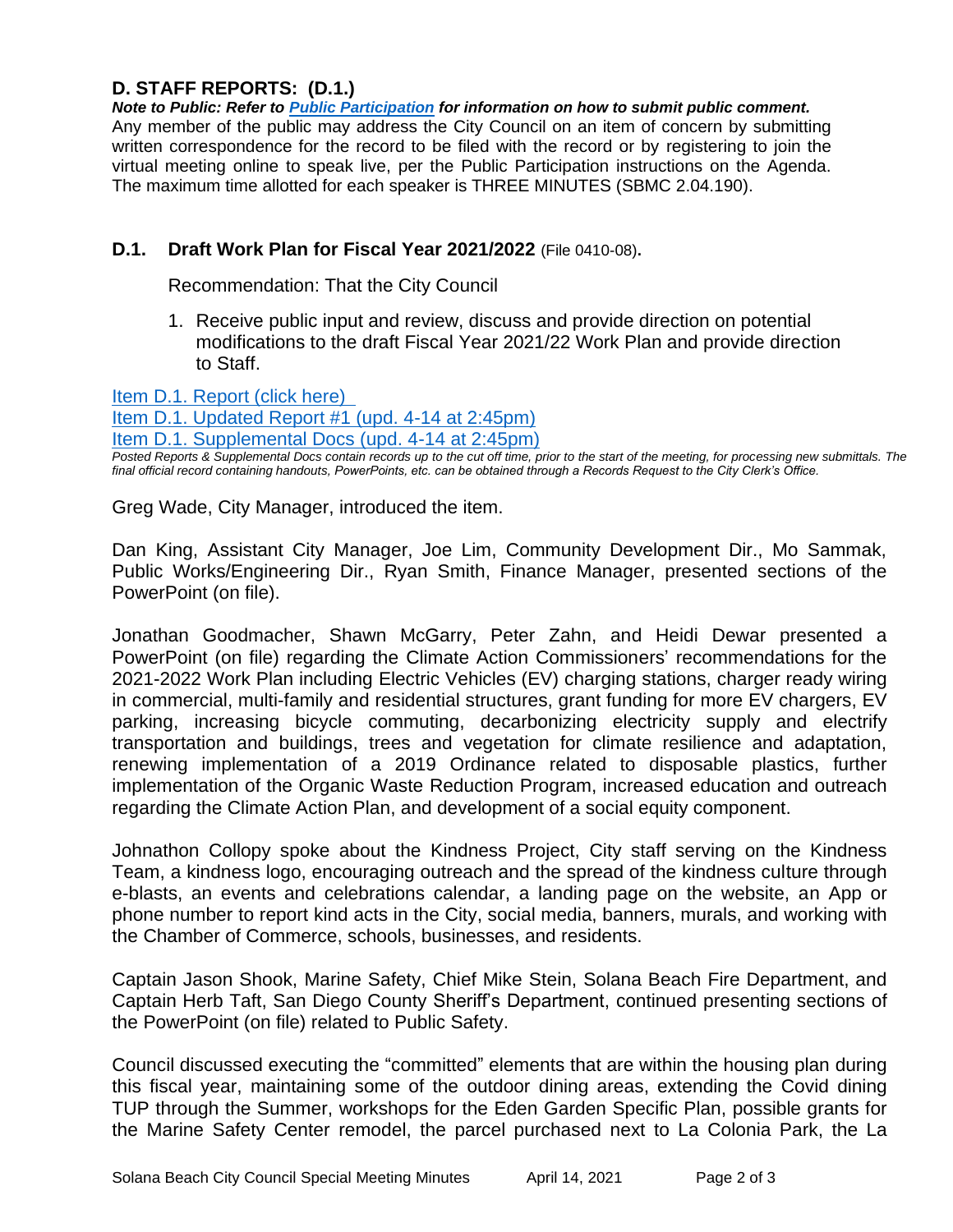## D. STAFF REPORTS: (D.1.)

***Note to Public: Refer to [Public Participation](#) for information on how to submit public comment.***
Any member of the public may address the City Council on an item of concern by submitting written correspondence for the record to be filed with the record or by registering to join the virtual meeting online to speak live, per the Public Participation instructions on the Agenda. The maximum time allotted for each speaker is THREE MINUTES (SBMC 2.04.190).

### D.1. Draft Work Plan for Fiscal Year 2021/2022 (File 0410-08).

Recommendation: That the City Council

1. Receive public input and review, discuss and provide direction on potential modifications to the draft Fiscal Year 2021/22 Work Plan and provide direction to Staff.

[Item D.1. Report (click here)](#)
[Item D.1. Updated Report #1 (upd. 4-14 at 2:45pm)](#)
[Item D.1. Supplemental Docs (upd. 4-14 at 2:45pm)](#)

*Posted Reports & Supplemental Docs contain records up to the cut off time, prior to the start of the meeting, for processing new submittals. The final official record containing handouts, PowerPoints, etc. can be obtained through a Records Request to the City Clerk's Office.*

Greg Wade, City Manager, introduced the item.

Dan King, Assistant City Manager, Joe Lim, Community Development Dir., Mo Sammak, Public Works/Engineering Dir., Ryan Smith, Finance Manager, presented sections of the PowerPoint (on file).

Jonathan Goodmacher, Shawn McGarry, Peter Zahn, and Heidi Dewar presented a PowerPoint (on file) regarding the Climate Action Commissioners' recommendations for the 2021-2022 Work Plan including Electric Vehicles (EV) charging stations, charger ready wiring in commercial, multi-family and residential structures, grant funding for more EV chargers, EV parking, increasing bicycle commuting, decarbonizing electricity supply and electrify transportation and buildings, trees and vegetation for climate resilience and adaptation, renewing implementation of a 2019 Ordinance related to disposable plastics, further implementation of the Organic Waste Reduction Program, increased education and outreach regarding the Climate Action Plan, and development of a social equity component.

Johnathon Collopy spoke about the Kindness Project, City staff serving on the Kindness Team, a kindness logo, encouraging outreach and the spread of the kindness culture through e-blasts, an events and celebrations calendar, a landing page on the website, an App or phone number to report kind acts in the City, social media, banners, murals, and working with the Chamber of Commerce, schools, businesses, and residents.

Captain Jason Shook, Marine Safety, Chief Mike Stein, Solana Beach Fire Department, and Captain Herb Taft, San Diego County Sheriff's Department, continued presenting sections of the PowerPoint (on file) related to Public Safety.

Council discussed executing the "committed" elements that are within the housing plan during this fiscal year, maintaining some of the outdoor dining areas, extending the Covid dining TUP through the Summer, workshops for the Eden Garden Specific Plan, possible grants for the Marine Safety Center remodel, the parcel purchased next to La Colonia Park, the La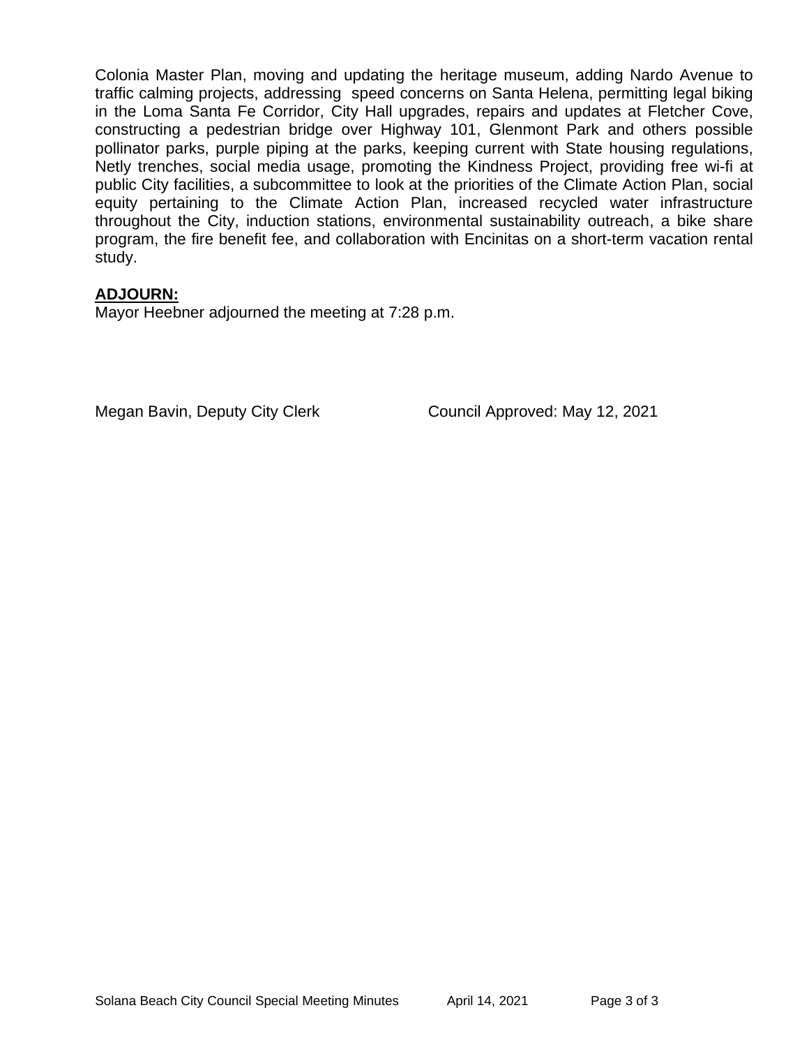Colonia Master Plan, moving and updating the heritage museum, adding Nardo Avenue to traffic calming projects, addressing speed concerns on Santa Helena, permitting legal biking in the Loma Santa Fe Corridor, City Hall upgrades, repairs and updates at Fletcher Cove, constructing a pedestrian bridge over Highway 101, Glenmont Park and others possible pollinator parks, purple piping at the parks, keeping current with State housing regulations, Netly trenches, social media usage, promoting the Kindness Project, providing free wi-fi at public City facilities, a subcommittee to look at the priorities of the Climate Action Plan, social equity pertaining to the Climate Action Plan, increased recycled water infrastructure throughout the City, induction stations, environmental sustainability outreach, a bike share program, the fire benefit fee, and collaboration with Encinitas on a short-term vacation rental study.

**ADJOURN:**

Mayor Heebner adjourned the meeting at 7:28 p.m.

Megan Bavin, Deputy City Clerk

Council Approved: May 12, 2021